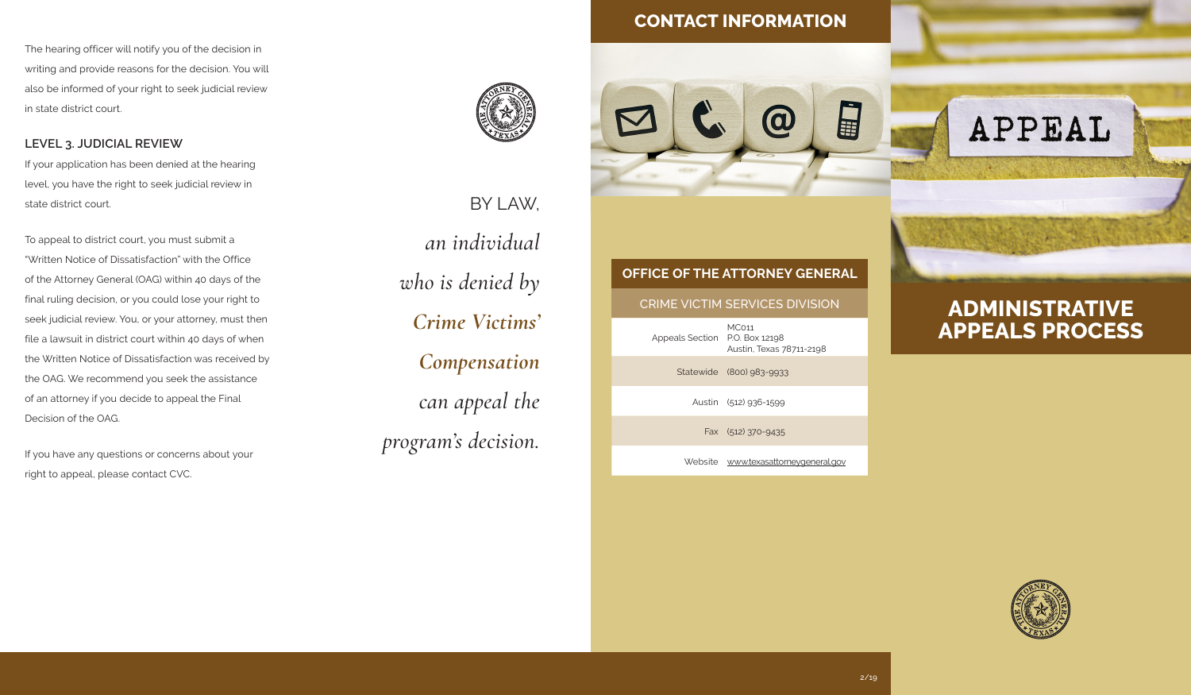The hearing officer will notify you of the decision in writing and provide reasons for the decision. You will also be informed of your right to seek judicial review in state district court.

### LEVEL 3. JUDICIAL REVIEW

If your application has been denied at the hearing level, you have the right to seek judicial review in state district court.

To appeal to district court, you must submit a "Written Notice of Dissatisfaction" with the Office of the Attorney General (OAG) within 40 days of the final ruling decision, or you could lose your right to seek judicial review. You, or your attorney, must then file a lawsuit in district court within 40 days of when the Written Notice of Dissatisfaction was received by the OAG. We recommend you seek the assistance of an attorney if you decide to appeal the Final Decision of the OAG.

If you have any questions or concerns about your right to appeal, please contact CVC.

BY LAW, *an individual who is denied by **Crime Victims' Compensation** can appeal the program's decision.*

## CONTACT INFORMATION

### OFFICE OF THE ATTORNEY GENERAL

CRIME VICTIM SERVICES DIVISION

| | |
|---|---|
| Appeals Section | MC011<br>P.O. Box 12198<br>Austin, Texas 78711-2198 |
| Statewide | (800) 983-9933 |
| Austin | (512) 936-1599 |
| Fax | (512) 370-9435 |
| Website | www.texasattorneygeneral.gov |

APPEAL

# ADMINISTRATIVE APPEALS PROCESS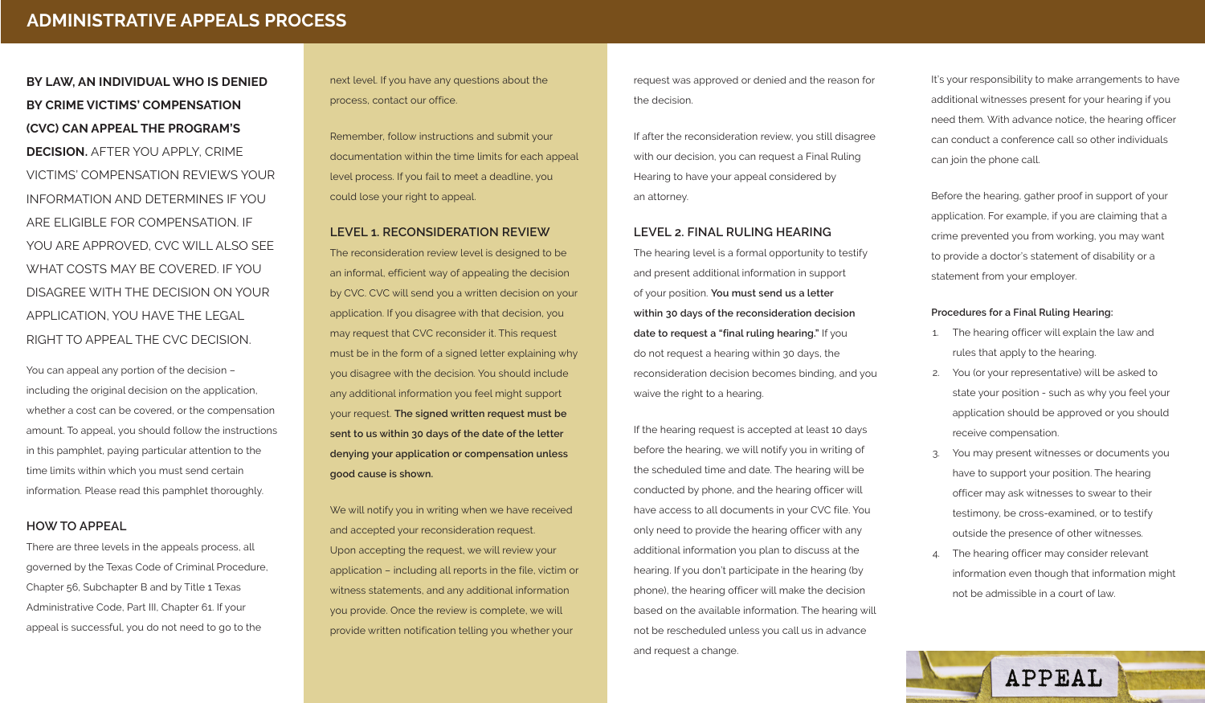# ADMINISTRATIVE APPEALS PROCESS

**BY LAW, AN INDIVIDUAL WHO IS DENIED BY CRIME VICTIMS' COMPENSATION (CVC) CAN APPEAL THE PROGRAM'S DECISION.** AFTER YOU APPLY, CRIME VICTIMS' COMPENSATION REVIEWS YOUR INFORMATION AND DETERMINES IF YOU ARE ELIGIBLE FOR COMPENSATION. IF YOU ARE APPROVED, CVC WILL ALSO SEE WHAT COSTS MAY BE COVERED. IF YOU DISAGREE WITH THE DECISION ON YOUR APPLICATION, YOU HAVE THE LEGAL RIGHT TO APPEAL THE CVC DECISION.

You can appeal any portion of the decision – including the original decision on the application, whether a cost can be covered, or the compensation amount. To appeal, you should follow the instructions in this pamphlet, paying particular attention to the time limits within which you must send certain information. Please read this pamphlet thoroughly.

## HOW TO APPEAL

There are three levels in the appeals process, all governed by the Texas Code of Criminal Procedure, Chapter 56, Subchapter B and by Title 1 Texas Administrative Code, Part III, Chapter 61. If your appeal is successful, you do not need to go to the next level. If you have any questions about the process, contact our office.

Remember, follow instructions and submit your documentation within the time limits for each appeal level process. If you fail to meet a deadline, you could lose your right to appeal.

## LEVEL 1. RECONSIDERATION REVIEW

The reconsideration review level is designed to be an informal, efficient way of appealing the decision by CVC. CVC will send you a written decision on your application. If you disagree with that decision, you may request that CVC reconsider it. This request must be in the form of a signed letter explaining why you disagree with the decision. You should include any additional information you feel might support your request. **The signed written request must be sent to us within 30 days of the date of the letter denying your application or compensation unless good cause is shown.**

We will notify you in writing when we have received and accepted your reconsideration request. Upon accepting the request, we will review your application – including all reports in the file, victim or witness statements, and any additional information you provide. Once the review is complete, we will provide written notification telling you whether your request was approved or denied and the reason for the decision.

If after the reconsideration review, you still disagree with our decision, you can request a Final Ruling Hearing to have your appeal considered by an attorney.

## LEVEL 2. FINAL RULING HEARING

The hearing level is a formal opportunity to testify and present additional information in support of your position. **You must send us a letter within 30 days of the reconsideration decision date to request a "final ruling hearing."** If you do not request a hearing within 30 days, the reconsideration decision becomes binding, and you waive the right to a hearing.

If the hearing request is accepted at least 10 days before the hearing, we will notify you in writing of the scheduled time and date. The hearing will be conducted by phone, and the hearing officer will have access to all documents in your CVC file. You only need to provide the hearing officer with any additional information you plan to discuss at the hearing. If you don't participate in the hearing (by phone), the hearing officer will make the decision based on the available information. The hearing will not be rescheduled unless you call us in advance and request a change.

It's your responsibility to make arrangements to have additional witnesses present for your hearing if you need them. With advance notice, the hearing officer can conduct a conference call so other individuals can join the phone call.

Before the hearing, gather proof in support of your application. For example, if you are claiming that a crime prevented you from working, you may want to provide a doctor's statement of disability or a statement from your employer.

**Procedures for a Final Ruling Hearing:**

1. The hearing officer will explain the law and rules that apply to the hearing.
2. You (or your representative) will be asked to state your position - such as why you feel your application should be approved or you should receive compensation.
3. You may present witnesses or documents you have to support your position. The hearing officer may ask witnesses to swear to their testimony, be cross-examined, or to testify outside the presence of other witnesses.
4. The hearing officer may consider relevant information even though that information might not be admissible in a court of law.